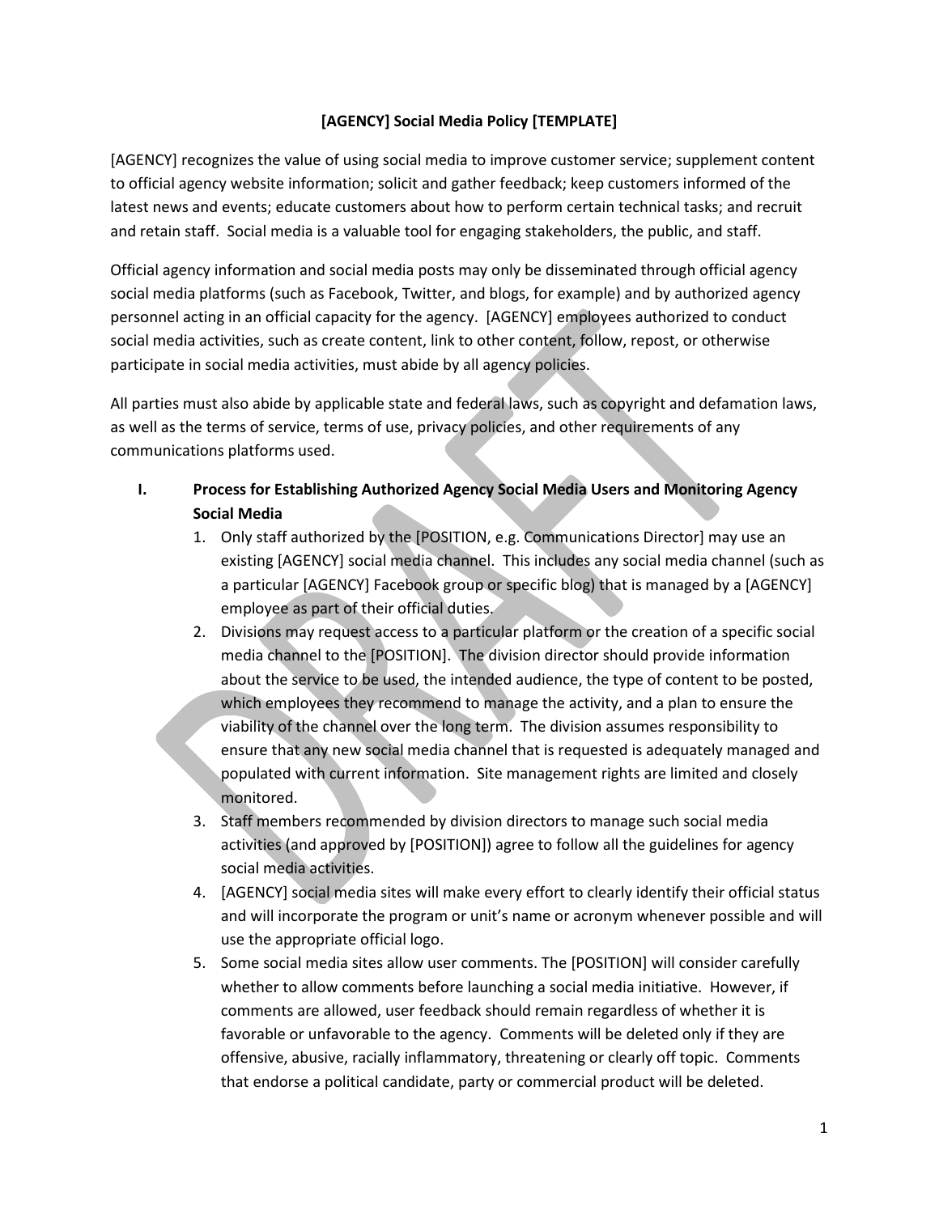# [AGENCY] Social Media Policy [TEMPLATE]

[AGENCY] recognizes the value of using social media to improve customer service; supplement content to official agency website information; solicit and gather feedback; keep customers informed of the latest news and events; educate customers about how to perform certain technical tasks; and recruit and retain staff. Social media is a valuable tool for engaging stakeholders, the public, and staff.

Official agency information and social media posts may only be disseminated through official agency social media platforms (such as Facebook, Twitter, and blogs, for example) and by authorized agency personnel acting in an official capacity for the agency. [AGENCY] employees authorized to conduct social media activities, such as create content, link to other content, follow, repost, or otherwise participate in social media activities, must abide by all agency policies.

All parties must also abide by applicable state and federal laws, such as copyright and defamation laws, as well as the terms of service, terms of use, privacy policies, and other requirements of any communications platforms used.

## I. Process for Establishing Authorized Agency Social Media Users and Monitoring Agency Social Media

1. Only staff authorized by the [POSITION, e.g. Communications Director] may use an existing [AGENCY] social media channel. This includes any social media channel (such as a particular [AGENCY] Facebook group or specific blog) that is managed by a [AGENCY] employee as part of their official duties.
2. Divisions may request access to a particular platform or the creation of a specific social media channel to the [POSITION]. The division director should provide information about the service to be used, the intended audience, the type of content to be posted, which employees they recommend to manage the activity, and a plan to ensure the viability of the channel over the long term. The division assumes responsibility to ensure that any new social media channel that is requested is adequately managed and populated with current information. Site management rights are limited and closely monitored.
3. Staff members recommended by division directors to manage such social media activities (and approved by [POSITION]) agree to follow all the guidelines for agency social media activities.
4. [AGENCY] social media sites will make every effort to clearly identify their official status and will incorporate the program or unit's name or acronym whenever possible and will use the appropriate official logo.
5. Some social media sites allow user comments. The [POSITION] will consider carefully whether to allow comments before launching a social media initiative. However, if comments are allowed, user feedback should remain regardless of whether it is favorable or unfavorable to the agency. Comments will be deleted only if they are offensive, abusive, racially inflammatory, threatening or clearly off topic. Comments that endorse a political candidate, party or commercial product will be deleted.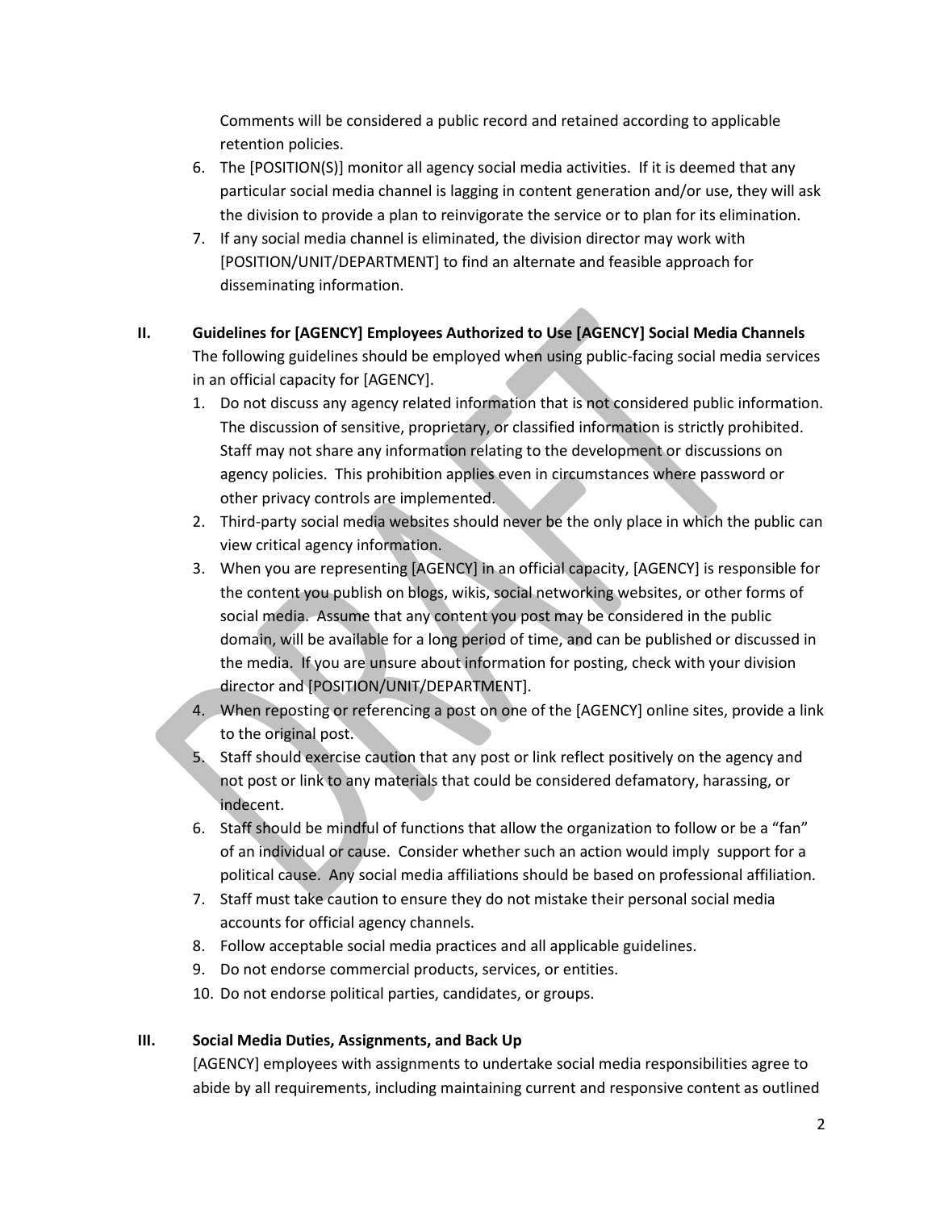Comments will be considered a public record and retained according to applicable retention policies.

6. The [POSITION(S)] monitor all agency social media activities. If it is deemed that any particular social media channel is lagging in content generation and/or use, they will ask the division to provide a plan to reinvigorate the service or to plan for its elimination.
7. If any social media channel is eliminated, the division director may work with [POSITION/UNIT/DEPARTMENT] to find an alternate and feasible approach for disseminating information.

## II. Guidelines for [AGENCY] Employees Authorized to Use [AGENCY] Social Media Channels

The following guidelines should be employed when using public-facing social media services in an official capacity for [AGENCY].

1. Do not discuss any agency related information that is not considered public information. The discussion of sensitive, proprietary, or classified information is strictly prohibited. Staff may not share any information relating to the development or discussions on agency policies. This prohibition applies even in circumstances where password or other privacy controls are implemented.
2. Third-party social media websites should never be the only place in which the public can view critical agency information.
3. When you are representing [AGENCY] in an official capacity, [AGENCY] is responsible for the content you publish on blogs, wikis, social networking websites, or other forms of social media. Assume that any content you post may be considered in the public domain, will be available for a long period of time, and can be published or discussed in the media. If you are unsure about information for posting, check with your division director and [POSITION/UNIT/DEPARTMENT].
4. When reposting or referencing a post on one of the [AGENCY] online sites, provide a link to the original post.
5. Staff should exercise caution that any post or link reflect positively on the agency and not post or link to any materials that could be considered defamatory, harassing, or indecent.
6. Staff should be mindful of functions that allow the organization to follow or be a "fan" of an individual or cause. Consider whether such an action would imply support for a political cause. Any social media affiliations should be based on professional affiliation.
7. Staff must take caution to ensure they do not mistake their personal social media accounts for official agency channels.
8. Follow acceptable social media practices and all applicable guidelines.
9. Do not endorse commercial products, services, or entities.
10. Do not endorse political parties, candidates, or groups.

## III. Social Media Duties, Assignments, and Back Up

[AGENCY] employees with assignments to undertake social media responsibilities agree to abide by all requirements, including maintaining current and responsive content as outlined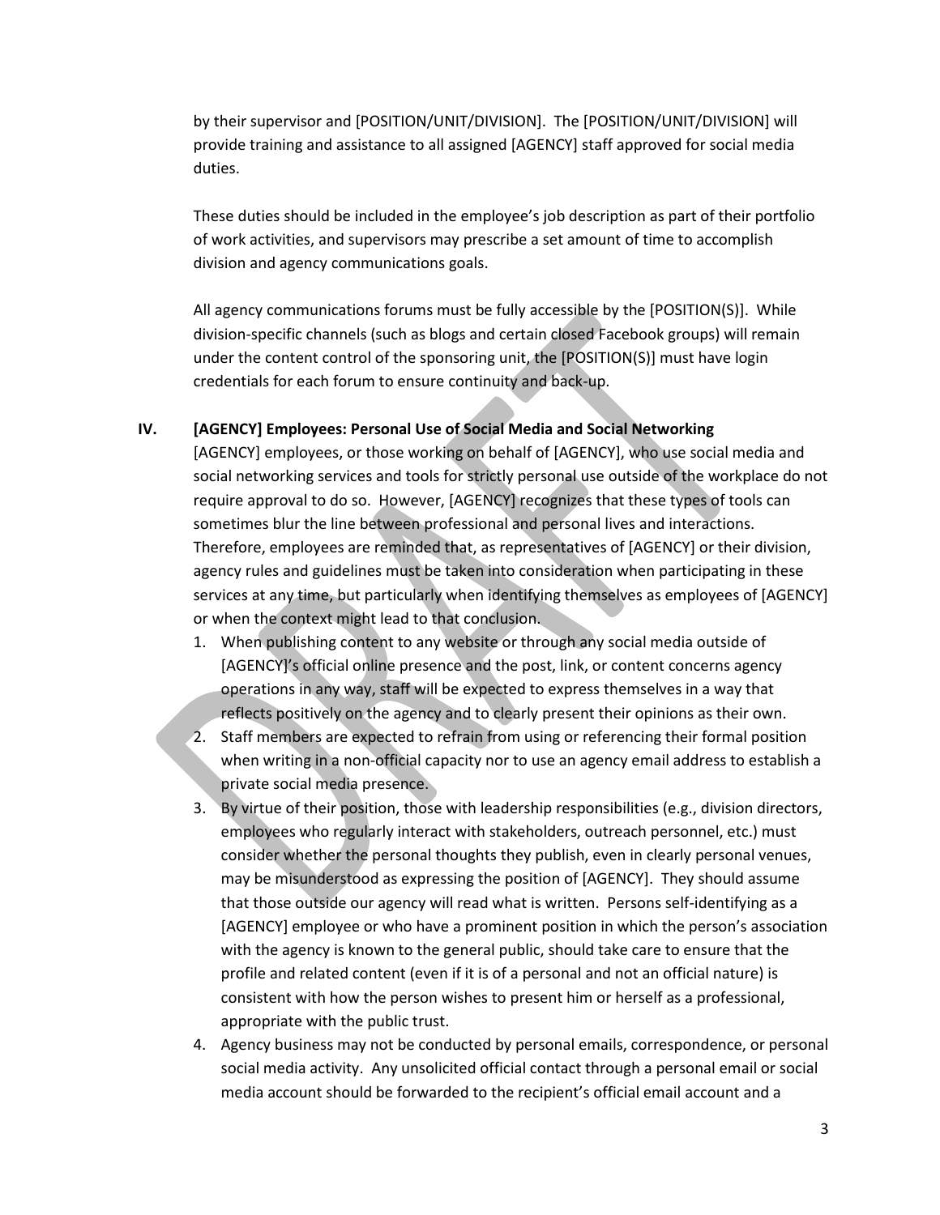by their supervisor and [POSITION/UNIT/DIVISION]. The [POSITION/UNIT/DIVISION] will provide training and assistance to all assigned [AGENCY] staff approved for social media duties.

These duties should be included in the employee's job description as part of their portfolio of work activities, and supervisors may prescribe a set amount of time to accomplish division and agency communications goals.

All agency communications forums must be fully accessible by the [POSITION(S)]. While division-specific channels (such as blogs and certain closed Facebook groups) will remain under the content control of the sponsoring unit, the [POSITION(S)] must have login credentials for each forum to ensure continuity and back-up.

## IV. [AGENCY] Employees: Personal Use of Social Media and Social Networking

[AGENCY] employees, or those working on behalf of [AGENCY], who use social media and social networking services and tools for strictly personal use outside of the workplace do not require approval to do so. However, [AGENCY] recognizes that these types of tools can sometimes blur the line between professional and personal lives and interactions. Therefore, employees are reminded that, as representatives of [AGENCY] or their division, agency rules and guidelines must be taken into consideration when participating in these services at any time, but particularly when identifying themselves as employees of [AGENCY] or when the context might lead to that conclusion.

1. When publishing content to any website or through any social media outside of [AGENCY]'s official online presence and the post, link, or content concerns agency operations in any way, staff will be expected to express themselves in a way that reflects positively on the agency and to clearly present their opinions as their own.
2. Staff members are expected to refrain from using or referencing their formal position when writing in a non-official capacity nor to use an agency email address to establish a private social media presence.
3. By virtue of their position, those with leadership responsibilities (e.g., division directors, employees who regularly interact with stakeholders, outreach personnel, etc.) must consider whether the personal thoughts they publish, even in clearly personal venues, may be misunderstood as expressing the position of [AGENCY]. They should assume that those outside our agency will read what is written. Persons self-identifying as a [AGENCY] employee or who have a prominent position in which the person's association with the agency is known to the general public, should take care to ensure that the profile and related content (even if it is of a personal and not an official nature) is consistent with how the person wishes to present him or herself as a professional, appropriate with the public trust.
4. Agency business may not be conducted by personal emails, correspondence, or personal social media activity. Any unsolicited official contact through a personal email or social media account should be forwarded to the recipient's official email account and a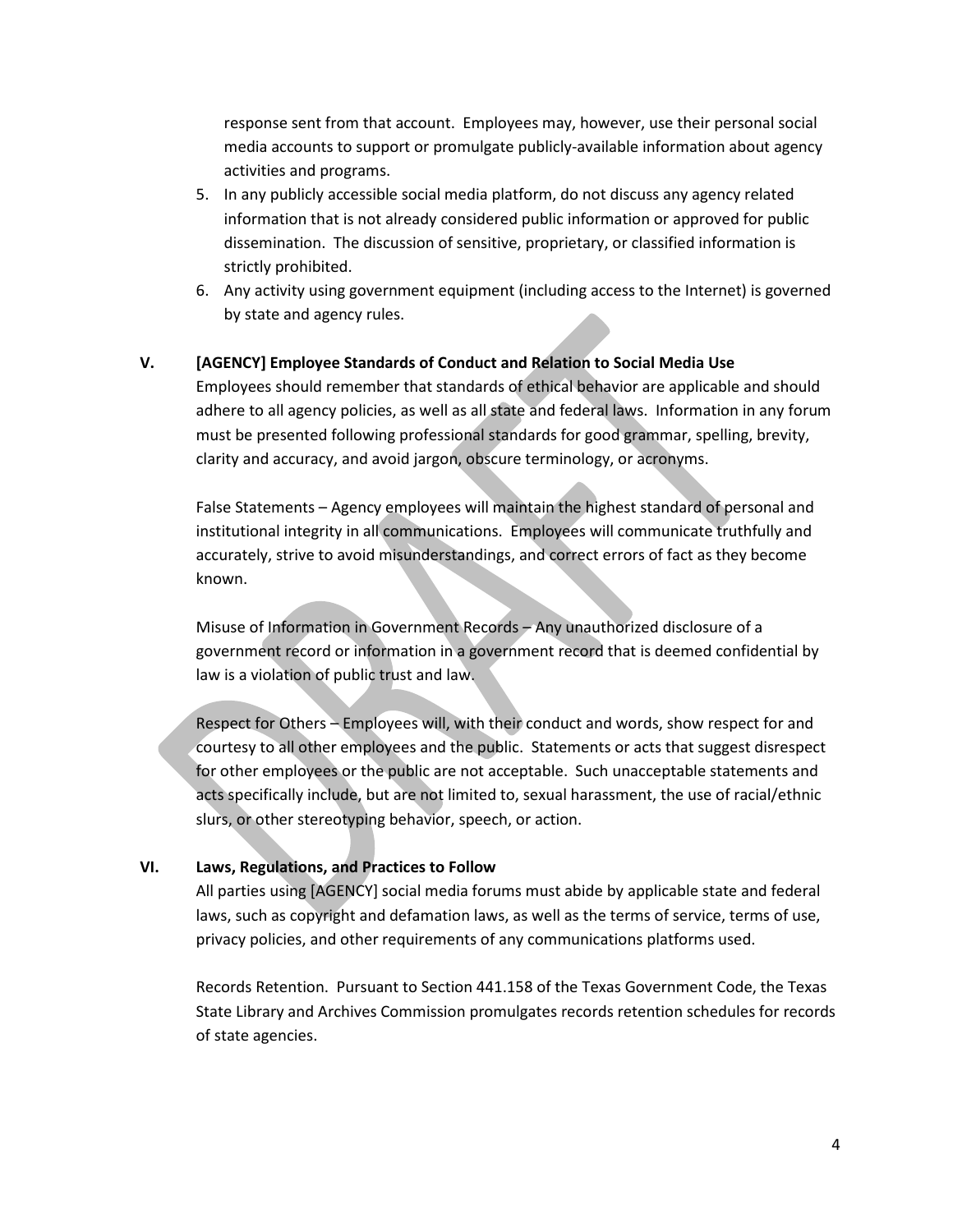response sent from that account. Employees may, however, use their personal social media accounts to support or promulgate publicly-available information about agency activities and programs.

5. In any publicly accessible social media platform, do not discuss any agency related information that is not already considered public information or approved for public dissemination. The discussion of sensitive, proprietary, or classified information is strictly prohibited.
6. Any activity using government equipment (including access to the Internet) is governed by state and agency rules.

## V. [AGENCY] Employee Standards of Conduct and Relation to Social Media Use

Employees should remember that standards of ethical behavior are applicable and should adhere to all agency policies, as well as all state and federal laws. Information in any forum must be presented following professional standards for good grammar, spelling, brevity, clarity and accuracy, and avoid jargon, obscure terminology, or acronyms.

False Statements – Agency employees will maintain the highest standard of personal and institutional integrity in all communications. Employees will communicate truthfully and accurately, strive to avoid misunderstandings, and correct errors of fact as they become known.

Misuse of Information in Government Records – Any unauthorized disclosure of a government record or information in a government record that is deemed confidential by law is a violation of public trust and law.

Respect for Others – Employees will, with their conduct and words, show respect for and courtesy to all other employees and the public. Statements or acts that suggest disrespect for other employees or the public are not acceptable. Such unacceptable statements and acts specifically include, but are not limited to, sexual harassment, the use of racial/ethnic slurs, or other stereotyping behavior, speech, or action.

## VI. Laws, Regulations, and Practices to Follow

All parties using [AGENCY] social media forums must abide by applicable state and federal laws, such as copyright and defamation laws, as well as the terms of service, terms of use, privacy policies, and other requirements of any communications platforms used.

Records Retention. Pursuant to Section 441.158 of the Texas Government Code, the Texas State Library and Archives Commission promulgates records retention schedules for records of state agencies.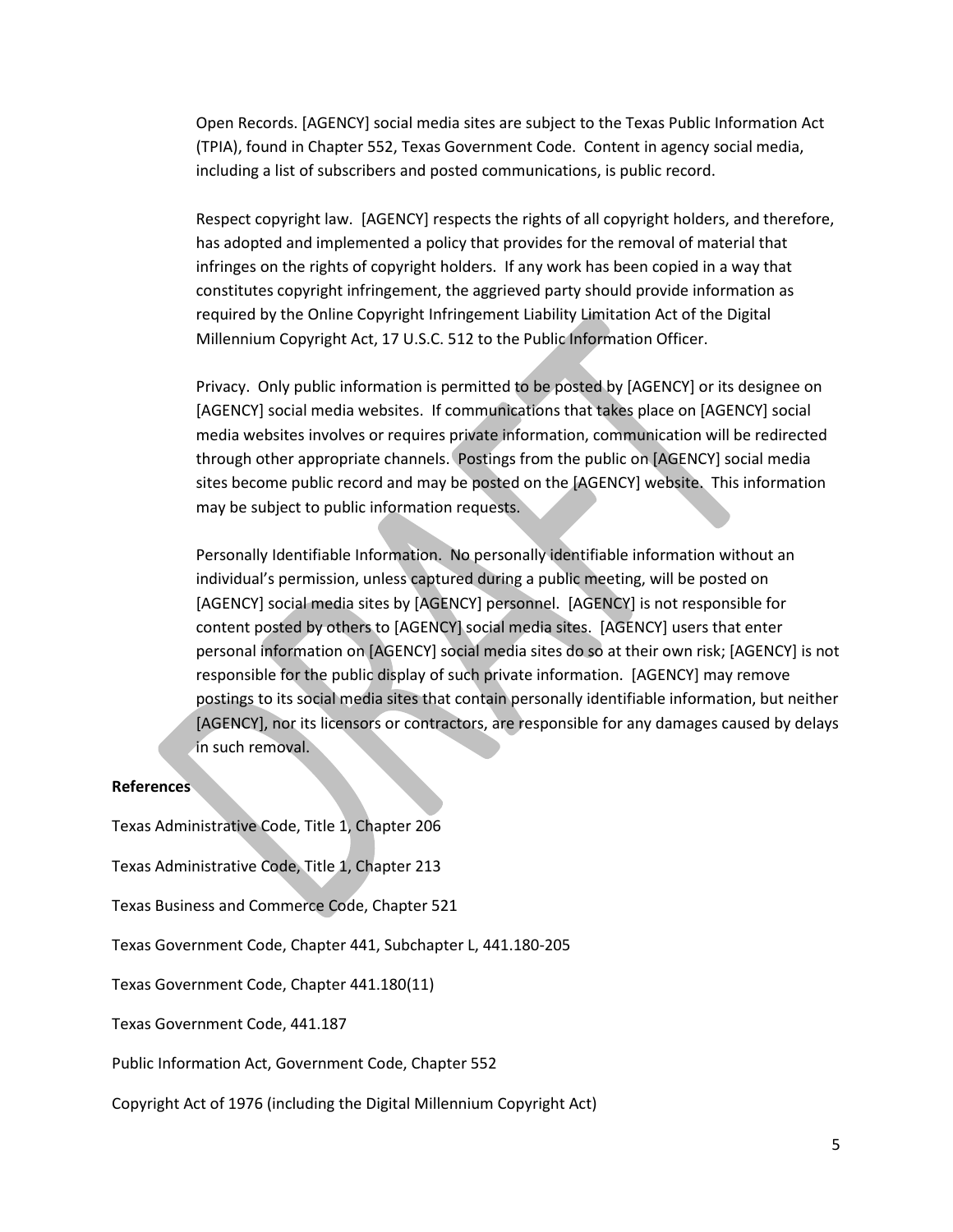Open Records. [AGENCY] social media sites are subject to the Texas Public Information Act (TPIA), found in Chapter 552, Texas Government Code. Content in agency social media, including a list of subscribers and posted communications, is public record.

Respect copyright law. [AGENCY] respects the rights of all copyright holders, and therefore, has adopted and implemented a policy that provides for the removal of material that infringes on the rights of copyright holders. If any work has been copied in a way that constitutes copyright infringement, the aggrieved party should provide information as required by the Online Copyright Infringement Liability Limitation Act of the Digital Millennium Copyright Act, 17 U.S.C. 512 to the Public Information Officer.

Privacy. Only public information is permitted to be posted by [AGENCY] or its designee on [AGENCY] social media websites. If communications that takes place on [AGENCY] social media websites involves or requires private information, communication will be redirected through other appropriate channels. Postings from the public on [AGENCY] social media sites become public record and may be posted on the [AGENCY] website. This information may be subject to public information requests.

Personally Identifiable Information. No personally identifiable information without an individual's permission, unless captured during a public meeting, will be posted on [AGENCY] social media sites by [AGENCY] personnel. [AGENCY] is not responsible for content posted by others to [AGENCY] social media sites. [AGENCY] users that enter personal information on [AGENCY] social media sites do so at their own risk; [AGENCY] is not responsible for the public display of such private information. [AGENCY] may remove postings to its social media sites that contain personally identifiable information, but neither [AGENCY], nor its licensors or contractors, are responsible for any damages caused by delays in such removal.

**References**

Texas Administrative Code, Title 1, Chapter 206

Texas Administrative Code, Title 1, Chapter 213

Texas Business and Commerce Code, Chapter 521

Texas Government Code, Chapter 441, Subchapter L, 441.180-205

Texas Government Code, Chapter 441.180(11)

Texas Government Code, 441.187

Public Information Act, Government Code, Chapter 552

Copyright Act of 1976 (including the Digital Millennium Copyright Act)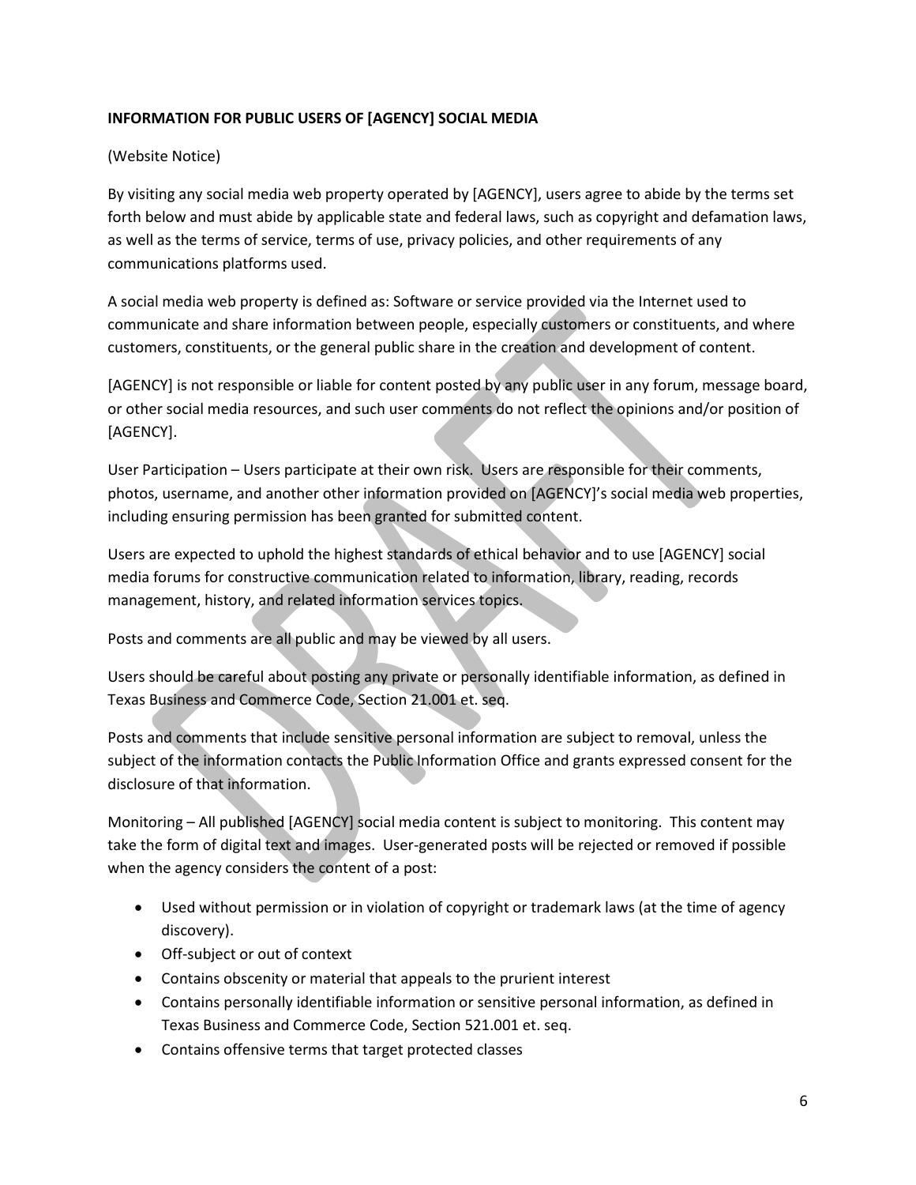**INFORMATION FOR PUBLIC USERS OF [AGENCY] SOCIAL MEDIA**

(Website Notice)

By visiting any social media web property operated by [AGENCY], users agree to abide by the terms set forth below and must abide by applicable state and federal laws, such as copyright and defamation laws, as well as the terms of service, terms of use, privacy policies, and other requirements of any communications platforms used.

A social media web property is defined as: Software or service provided via the Internet used to communicate and share information between people, especially customers or constituents, and where customers, constituents, or the general public share in the creation and development of content.

[AGENCY] is not responsible or liable for content posted by any public user in any forum, message board, or other social media resources, and such user comments do not reflect the opinions and/or position of [AGENCY].

User Participation – Users participate at their own risk. Users are responsible for their comments, photos, username, and another other information provided on [AGENCY]'s social media web properties, including ensuring permission has been granted for submitted content.

Users are expected to uphold the highest standards of ethical behavior and to use [AGENCY] social media forums for constructive communication related to information, library, reading, records management, history, and related information services topics.

Posts and comments are all public and may be viewed by all users.

Users should be careful about posting any private or personally identifiable information, as defined in Texas Business and Commerce Code, Section 21.001 et. seq.

Posts and comments that include sensitive personal information are subject to removal, unless the subject of the information contacts the Public Information Office and grants expressed consent for the disclosure of that information.

Monitoring – All published [AGENCY] social media content is subject to monitoring. This content may take the form of digital text and images. User-generated posts will be rejected or removed if possible when the agency considers the content of a post:

- Used without permission or in violation of copyright or trademark laws (at the time of agency discovery).
- Off-subject or out of context
- Contains obscenity or material that appeals to the prurient interest
- Contains personally identifiable information or sensitive personal information, as defined in Texas Business and Commerce Code, Section 521.001 et. seq.
- Contains offensive terms that target protected classes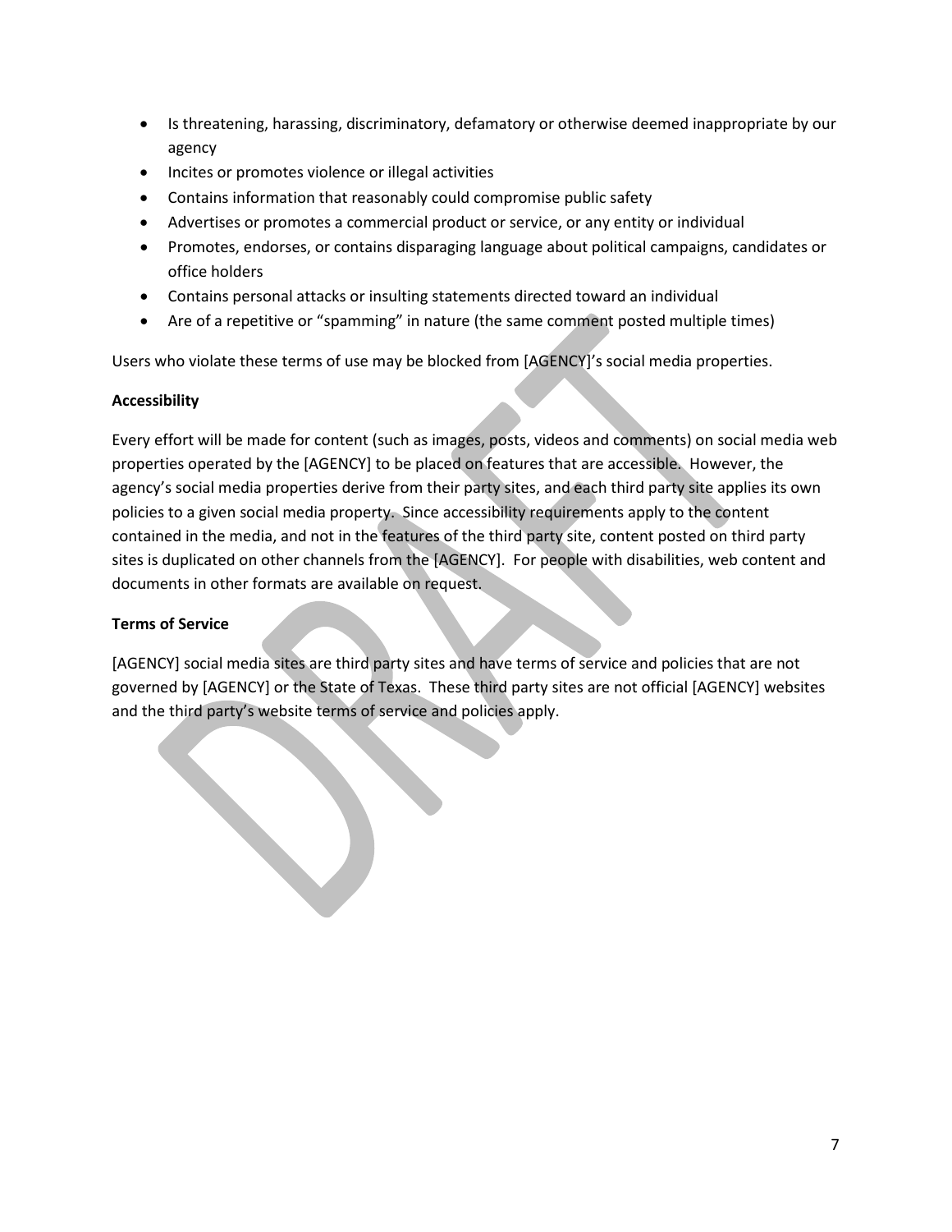- Is threatening, harassing, discriminatory, defamatory or otherwise deemed inappropriate by our agency
- Incites or promotes violence or illegal activities
- Contains information that reasonably could compromise public safety
- Advertises or promotes a commercial product or service, or any entity or individual
- Promotes, endorses, or contains disparaging language about political campaigns, candidates or office holders
- Contains personal attacks or insulting statements directed toward an individual
- Are of a repetitive or "spamming" in nature (the same comment posted multiple times)

Users who violate these terms of use may be blocked from [AGENCY]'s social media properties.

**Accessibility**

Every effort will be made for content (such as images, posts, videos and comments) on social media web properties operated by the [AGENCY] to be placed on features that are accessible. However, the agency's social media properties derive from their party sites, and each third party site applies its own policies to a given social media property. Since accessibility requirements apply to the content contained in the media, and not in the features of the third party site, content posted on third party sites is duplicated on other channels from the [AGENCY]. For people with disabilities, web content and documents in other formats are available on request.

**Terms of Service**

[AGENCY] social media sites are third party sites and have terms of service and policies that are not governed by [AGENCY] or the State of Texas. These third party sites are not official [AGENCY] websites and the third party's website terms of service and policies apply.